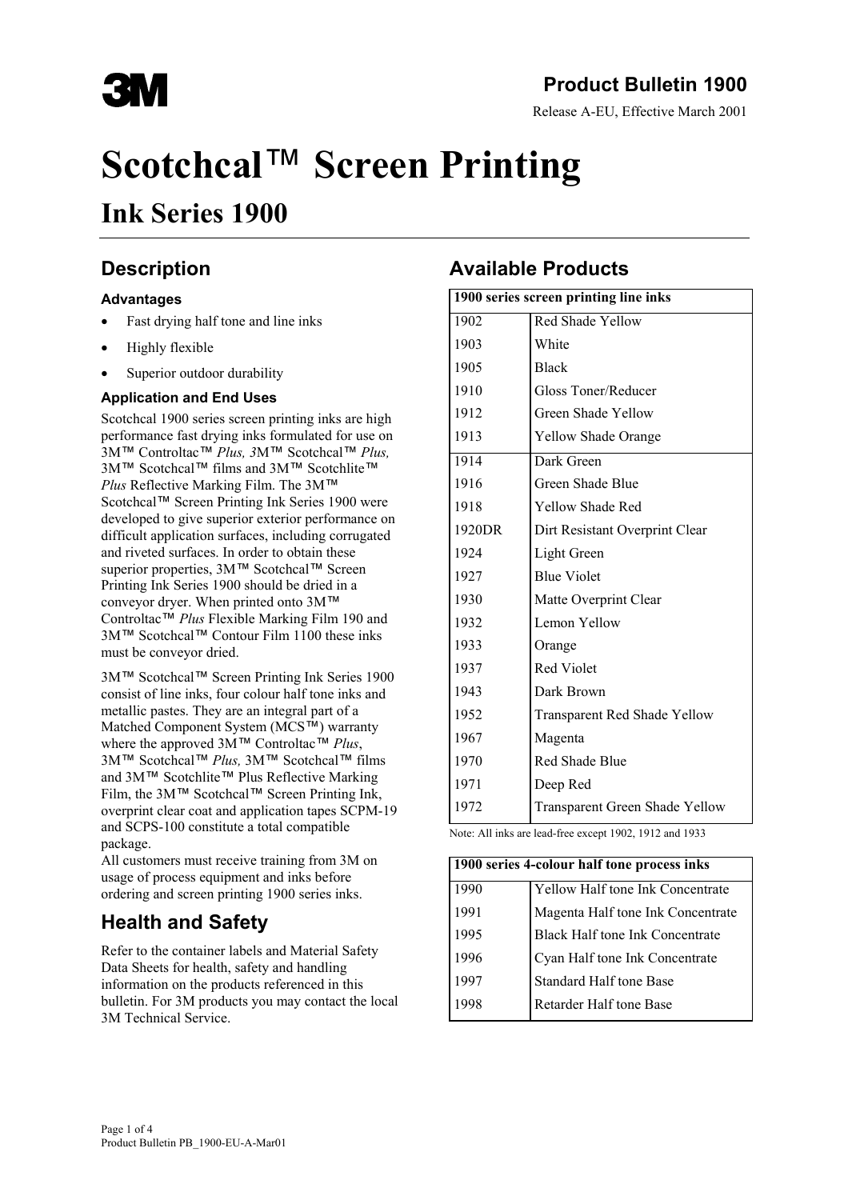3M

## Product Bulletin 1900

Release A-EU, Effective March 2001

# Scotchcal™ Screen Printing

# Ink Series 1900

## Description

### Advantages

- Fast drying half tone and line inks
- Highly flexible
- Superior outdoor durability

### Application and End Uses

Scotchcal 1900 series screen printing inks are high performance fast drying inks formulated for use on 3M™ Controltac™ *Plus,* 3M™ Scotchcal™ *Plus,* 3M™ Scotchcal™ films and 3M™ Scotchlite™ *Plus* Reflective Marking Film. The 3M™ Scotchcal™ Screen Printing Ink Series 1900 were developed to give superior exterior performance on difficult application surfaces, including corrugated and riveted surfaces. In order to obtain these superior properties, 3M™ Scotchcal™ Screen Printing Ink Series 1900 should be dried in a conveyor dryer. When printed onto 3M™ Controltac™ *Plus* Flexible Marking Film 190 and 3M™ Scotchcal™ Contour Film 1100 these inks must be conveyor dried.

3M™ Scotchcal™ Screen Printing Ink Series 1900 consist of line inks, four colour half tone inks and metallic pastes. They are an integral part of a Matched Component System (MCS™) warranty where the approved 3M™ Controltac™ *Plus*, 3M™ Scotchcal™ *Plus,* 3M™ Scotchcal™ films and 3M™ Scotchlite™ Plus Reflective Marking Film, the 3M™ Scotchcal™ Screen Printing Ink, overprint clear coat and application tapes SCPM-19 and SCPS-100 constitute a total compatible package.
All customers must receive training from 3M on usage of process equipment and inks before ordering and screen printing 1900 series inks.

## Health and Safety

Refer to the container labels and Material Safety Data Sheets for health, safety and handling information on the products referenced in this bulletin. For 3M products you may contact the local 3M Technical Service.

## Available Products

| 1900 series screen printing line inks | |
|---|---|
| 1902 | Red Shade Yellow |
| 1903 | White |
| 1905 | Black |
| 1910 | Gloss Toner/Reducer |
| 1912 | Green Shade Yellow |
| 1913 | Yellow Shade Orange |
| 1914 | Dark Green |
| 1916 | Green Shade Blue |
| 1918 | Yellow Shade Red |
| 1920DR | Dirt Resistant Overprint Clear |
| 1924 | Light Green |
| 1927 | Blue Violet |
| 1930 | Matte Overprint Clear |
| 1932 | Lemon Yellow |
| 1933 | Orange |
| 1937 | Red Violet |
| 1943 | Dark Brown |
| 1952 | Transparent Red Shade Yellow |
| 1967 | Magenta |
| 1970 | Red Shade Blue |
| 1971 | Deep Red |
| 1972 | Transparent Green Shade Yellow |

Note: All inks are lead-free except 1902, 1912 and 1933

| 1900 series 4-colour half tone process inks | |
|---|---|
| 1990 | Yellow Half tone Ink Concentrate |
| 1991 | Magenta Half tone Ink Concentrate |
| 1995 | Black Half tone Ink Concentrate |
| 1996 | Cyan Half tone Ink Concentrate |
| 1997 | Standard Half tone Base |
| 1998 | Retarder Half tone Base |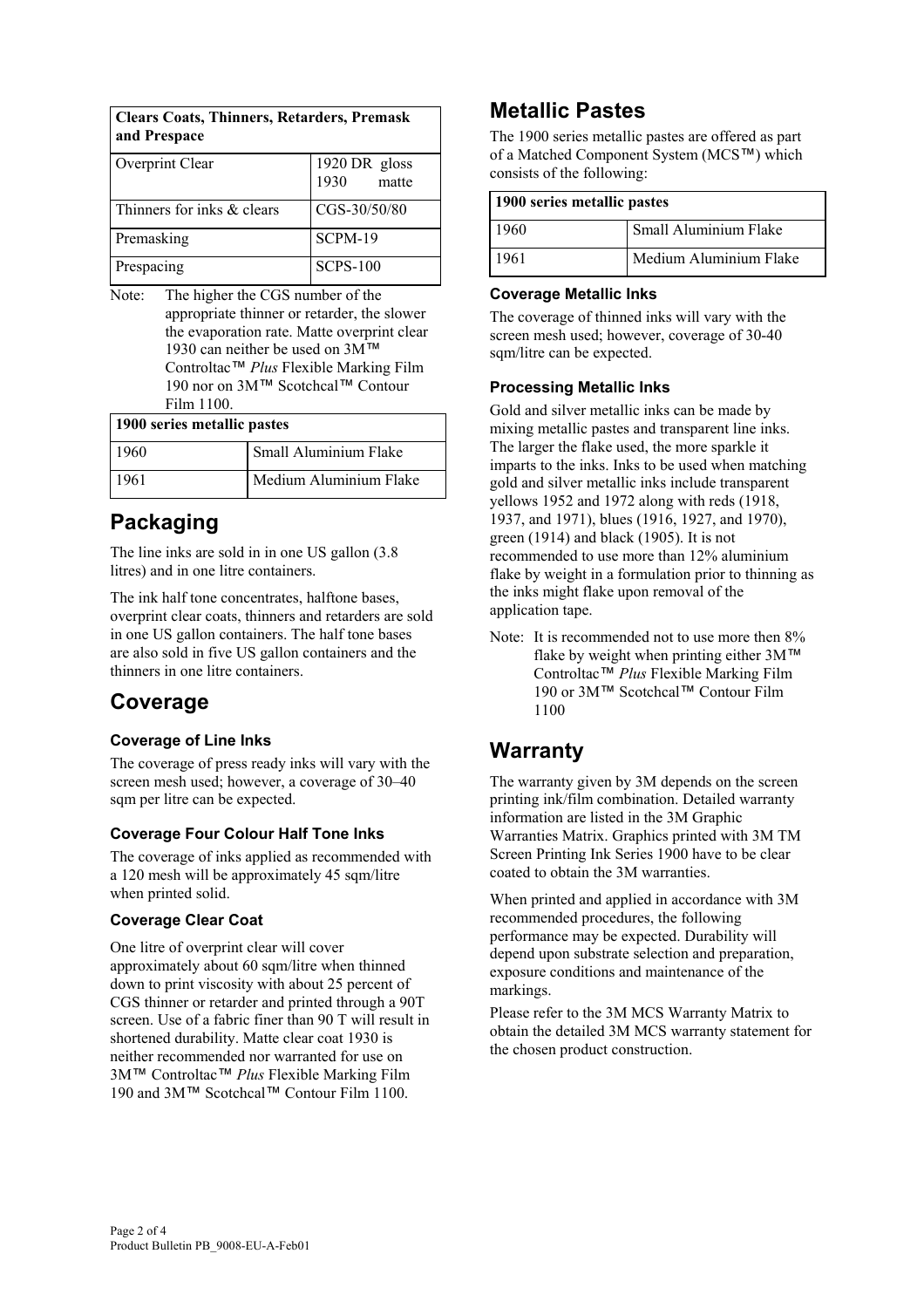| Clears Coats, Thinners, Retarders, Premask and Prespace | |
|---|---|
| Overprint Clear | 1920 DR gloss<br>1930 matte |
| Thinners for inks & clears | CGS-30/50/80 |
| Premasking | SCPM-19 |
| Prespacing | SCPS-100 |

Note: The higher the CGS number of the appropriate thinner or retarder, the slower the evaporation rate. Matte overprint clear 1930 can neither be used on 3M™ Controltac™ *Plus* Flexible Marking Film 190 nor on 3M™ Scotchcal™ Contour Film 1100.

| 1900 series metallic pastes | |
|---|---|
| 1960 | Small Aluminium Flake |
| 1961 | Medium Aluminium Flake |

## Packaging

The line inks are sold in in one US gallon (3.8 litres) and in one litre containers.

The ink half tone concentrates, halftone bases, overprint clear coats, thinners and retarders are sold in one US gallon containers. The half tone bases are also sold in five US gallon containers and the thinners in one litre containers.

## Coverage

### Coverage of Line Inks

The coverage of press ready inks will vary with the screen mesh used; however, a coverage of 30–40 sqm per litre can be expected.

### Coverage Four Colour Half Tone Inks

The coverage of inks applied as recommended with a 120 mesh will be approximately 45 sqm/litre when printed solid.

### Coverage Clear Coat

One litre of overprint clear will cover approximately about 60 sqm/litre when thinned down to print viscosity with about 25 percent of CGS thinner or retarder and printed through a 90T screen. Use of a fabric finer than 90 T will result in shortened durability. Matte clear coat 1930 is neither recommended nor warranted for use on 3M™ Controltac™ *Plus* Flexible Marking Film 190 and 3M™ Scotchcal™ Contour Film 1100.

## Metallic Pastes

The 1900 series metallic pastes are offered as part of a Matched Component System (MCS™) which consists of the following:

| 1900 series metallic pastes | |
|---|---|
| 1960 | Small Aluminium Flake |
| 1961 | Medium Aluminium Flake |

### Coverage Metallic Inks

The coverage of thinned inks will vary with the screen mesh used; however, coverage of 30-40 sqm/litre can be expected.

### Processing Metallic Inks

Gold and silver metallic inks can be made by mixing metallic pastes and transparent line inks. The larger the flake used, the more sparkle it imparts to the inks. Inks to be used when matching gold and silver metallic inks include transparent yellows 1952 and 1972 along with reds (1918, 1937, and 1971), blues (1916, 1927, and 1970), green (1914) and black (1905). It is not recommended to use more than 12% aluminium flake by weight in a formulation prior to thinning as the inks might flake upon removal of the application tape.

Note: It is recommended not to use more then 8% flake by weight when printing either 3M™ Controltac™ *Plus* Flexible Marking Film 190 or 3M™ Scotchcal™ Contour Film 1100

## Warranty

The warranty given by 3M depends on the screen printing ink/film combination. Detailed warranty information are listed in the 3M Graphic Warranties Matrix. Graphics printed with 3M TM Screen Printing Ink Series 1900 have to be clear coated to obtain the 3M warranties.

When printed and applied in accordance with 3M recommended procedures, the following performance may be expected. Durability will depend upon substrate selection and preparation, exposure conditions and maintenance of the markings.

Please refer to the 3M MCS Warranty Matrix to obtain the detailed 3M MCS warranty statement for the chosen product construction.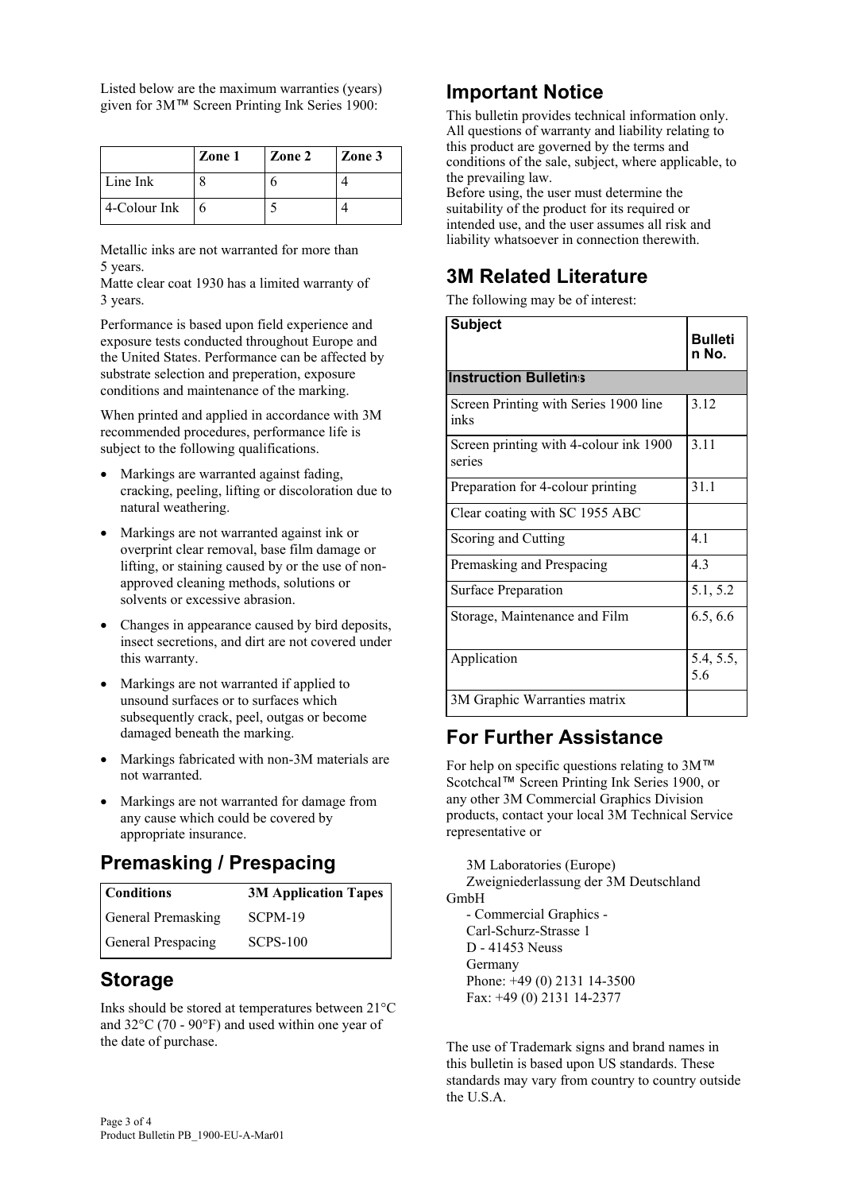Listed below are the maximum warranties (years) given for 3M™ Screen Printing Ink Series 1900:

| | Zone 1 | Zone 2 | Zone 3 |
|---|---|---|---|
| Line Ink | 8 | 6 | 4 |
| 4-Colour Ink | 6 | 5 | 4 |

Metallic inks are not warranted for more than 5 years.
Matte clear coat 1930 has a limited warranty of 3 years.

Performance is based upon field experience and exposure tests conducted throughout Europe and the United States. Performance can be affected by substrate selection and preperation, exposure conditions and maintenance of the marking.

When printed and applied in accordance with 3M recommended procedures, performance life is subject to the following qualifications.

- Markings are warranted against fading, cracking, peeling, lifting or discoloration due to natural weathering.
- Markings are not warranted against ink or overprint clear removal, base film damage or lifting, or staining caused by or the use of non-approved cleaning methods, solutions or solvents or excessive abrasion.
- Changes in appearance caused by bird deposits, insect secretions, and dirt are not covered under this warranty.
- Markings are not warranted if applied to unsound surfaces or to surfaces which subsequently crack, peel, outgas or become damaged beneath the marking.
- Markings fabricated with non-3M materials are not warranted.
- Markings are not warranted for damage from any cause which could be covered by appropriate insurance.

## Premasking / Prespacing

| Conditions | 3M Application Tapes |
|---|---|
| General Premasking | SCPM-19 |
| General Prespacing | SCPS-100 |

## Storage

Inks should be stored at temperatures between 21°C and 32°C (70 - 90°F) and used within one year of the date of purchase.

## Important Notice

This bulletin provides technical information only. All questions of warranty and liability relating to this product are governed by the terms and conditions of the sale, subject, where applicable, to the prevailing law.
Before using, the user must determine the suitability of the product for its required or intended use, and the user assumes all risk and liability whatsoever in connection therewith.

## 3M Related Literature

The following may be of interest:

| Subject | Bulletin No. |
|---|---|
| **Instruction Bulletins** | |
| Screen Printing with Series 1900 line inks | 3.12 |
| Screen printing with 4-colour ink 1900 series | 3.11 |
| Preparation for 4-colour printing | 31.1 |
| Clear coating with SC 1955 ABC | |
| Scoring and Cutting | 4.1 |
| Premasking and Prespacing | 4.3 |
| Surface Preparation | 5.1, 5.2 |
| Storage, Maintenance and Film | 6.5, 6.6 |
| Application | 5.4, 5.5, 5.6 |
| 3M Graphic Warranties matrix | |

## For Further Assistance

For help on specific questions relating to 3M™ Scotchcal™ Screen Printing Ink Series 1900, or any other 3M Commercial Graphics Division products, contact your local 3M Technical Service representative or

3M Laboratories (Europe)
Zweigniederlassung der 3M Deutschland GmbH
- Commercial Graphics -
Carl-Schurz-Strasse 1
D - 41453 Neuss
Germany
Phone: +49 (0) 2131 14-3500
Fax: +49 (0) 2131 14-2377

The use of Trademark signs and brand names in this bulletin is based upon US standards. These standards may vary from country to country outside the U.S.A.

Product Bulletin PB_1900-EU-A-Mar01